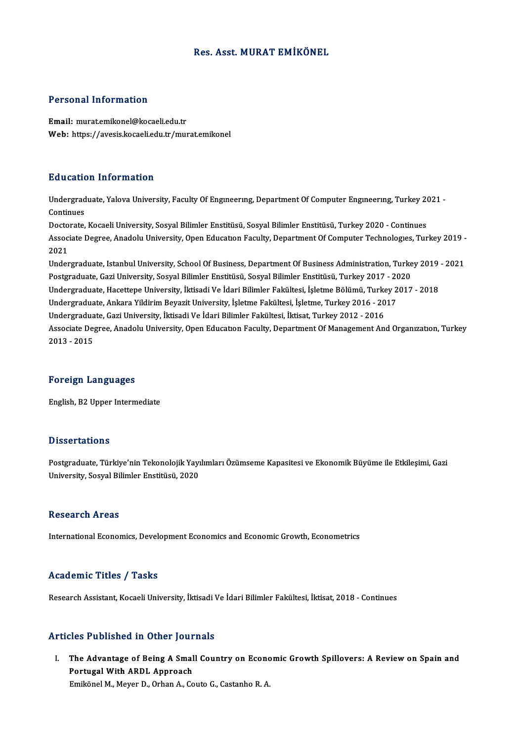# Res. Asst. MURAT EMİKÖNEL

## Personal Information

**Email:** murat.emikonel@kocaeli.edu.tr
**Web:** https://avesis.kocaeli.edu.tr/murat.emikonel

## Education Information

Undergraduate, Yalova University, Faculty Of Engıneerıng, Department Of Computer Engıneerıng, Turkey 2021 - Continues
Doctorate, Kocaeli University, Sosyal Bilimler Enstitüsü, Sosyal Bilimler Enstitüsü, Turkey 2020 - Continues
Associate Degree, Anadolu University, Open Educatıon Faculty, Department Of Computer Technologıes, Turkey 2019 - 2021
Undergraduate, Istanbul University, School Of Business, Department Of Business Administration, Turkey 2019 - 2021
Postgraduate, Gazi University, Sosyal Bilimler Enstitüsü, Sosyal Bilimler Enstitüsü, Turkey 2017 - 2020
Undergraduate, Hacettepe University, İktisadi Ve İdari Bilimler Fakültesi, İşletme Bölümü, Turkey 2017 - 2018
Undergraduate, Ankara Yildirim Beyazit University, İşletme Fakültesi, İşletme, Turkey 2016 - 2017
Undergraduate, Gazi University, İktisadi Ve İdari Bilimler Fakültesi, İktisat, Turkey 2012 - 2016
Associate Degree, Anadolu University, Open Educatıon Faculty, Department Of Management And Organızatıon, Turkey 2013 - 2015

## Foreign Languages

English, B2 Upper Intermediate

## Dissertations

Postgraduate, Türkiye'nin Tekonolojik Yayılımları Özümseme Kapasitesi ve Ekonomik Büyüme ile Etkileşimi, Gazi University, Sosyal Bilimler Enstitüsü, 2020

## Research Areas

International Economics, Development Economics and Economic Growth, Econometrics

## Academic Titles / Tasks

Research Assistant, Kocaeli University, İktisadi Ve İdari Bilimler Fakültesi, İktisat, 2018 - Continues

## Articles Published in Other Journals

I. **The Advantage of Being A Small Country on Economic Growth Spillovers: A Review on Spain and Portugal With ARDL Approach**
   Emikönel M., Meyer D., Orhan A., Couto G., Castanho R. A.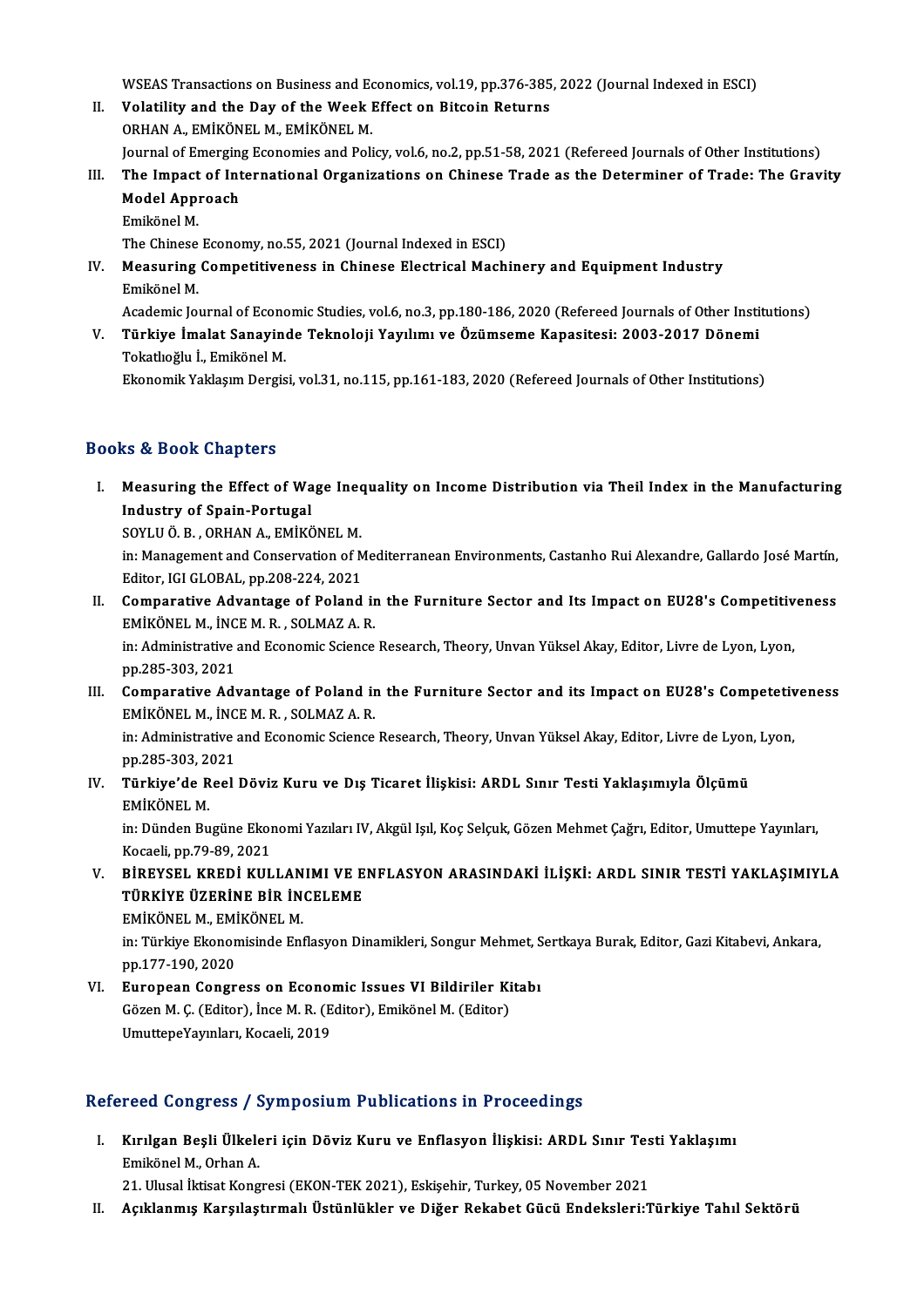WSEAS Transactions on Business and Economics, vol.19, pp.376-385, 2022 (Journal Indexed in ESCI)

II. **Volatility and the Day of the Week Effect on Bitcoin Returns**
ORHAN A., EMİKÖNEL M., EMİKÖNEL M.
Journal of Emerging Economies and Policy, vol.6, no.2, pp.51-58, 2021 (Refereed Journals of Other Institutions)

III. **The Impact of International Organizations on Chinese Trade as the Determiner of Trade: The Gravity Model Approach**
Emikönel M.
The Chinese Economy, no.55, 2021 (Journal Indexed in ESCI)

IV. **Measuring Competitiveness in Chinese Electrical Machinery and Equipment Industry**
Emikönel M.
Academic Journal of Economic Studies, vol.6, no.3, pp.180-186, 2020 (Refereed Journals of Other Institutions)

V. **Türkiye İmalat Sanayinde Teknoloji Yayılımı ve Özümseme Kapasitesi: 2003-2017 Dönemi**
Tokatlıoğlu İ., Emikönel M.
Ekonomik Yaklaşım Dergisi, vol.31, no.115, pp.161-183, 2020 (Refereed Journals of Other Institutions)

## Books & Book Chapters

I. **Measuring the Effect of Wage Inequality on Income Distribution via Theil Index in the Manufacturing Industry of Spain-Portugal**
SOYLU Ö. B. , ORHAN A., EMİKÖNEL M.
in: Management and Conservation of Mediterranean Environments, Castanho Rui Alexandre, Gallardo José Martín, Editor, IGI GLOBAL, pp.208-224, 2021

II. **Comparative Advantage of Poland in the Furniture Sector and Its Impact on EU28's Competitiveness**
EMİKÖNEL M., İNCE M. R. , SOLMAZ A. R.
in: Administrative and Economic Science Research, Theory, Unvan Yüksel Akay, Editor, Livre de Lyon, Lyon, pp.285-303, 2021

III. **Comparative Advantage of Poland in the Furniture Sector and its Impact on EU28's Competetiveness**
EMİKÖNEL M., İNCE M. R. , SOLMAZ A. R.
in: Administrative and Economic Science Research, Theory, Unvan Yüksel Akay, Editor, Livre de Lyon, Lyon, pp.285-303, 2021

IV. **Türkiye'de Reel Döviz Kuru ve Dış Ticaret İlişkisi: ARDL Sınır Testi Yaklaşımıyla Ölçümü**
EMİKÖNEL M.
in: Dünden Bugüne Ekonomi Yazıları IV, Akgül Işıl, Koç Selçuk, Gözen Mehmet Çağrı, Editor, Umuttepe Yayınları, Kocaeli, pp.79-89, 2021

V. **BİREYSEL KREDİ KULLANIMI VE ENFLASYON ARASINDAKİ İLİŞKİ: ARDL SINIR TESTİ YAKLAŞIMIYLA TÜRKİYE ÜZERİNE BİR İNCELEME**
EMİKÖNEL M., EMİKÖNEL M.
in: Türkiye Ekonomisinde Enflasyon Dinamikleri, Songur Mehmet, Sertkaya Burak, Editor, Gazi Kitabevi, Ankara, pp.177-190, 2020

VI. **European Congress on Economic Issues VI Bildiriler Kitabı**
Gözen M. Ç. (Editor), İnce M. R. (Editor), Emikönel M. (Editor)
UmuttepeYayınları, Kocaeli, 2019

## Refereed Congress / Symposium Publications in Proceedings

I. **Kırılgan Beşli Ülkeleri için Döviz Kuru ve Enflasyon İlişkisi: ARDL Sınır Testi Yaklaşımı**
Emikönel M., Orhan A.
21. Ulusal İktisat Kongresi (EKON-TEK 2021), Eskişehir, Turkey, 05 November 2021

II. **Açıklanmış Karşılaştırmalı Üstünlükler ve Diğer Rekabet Gücü Endeksleri:Türkiye Tahıl Sektörü**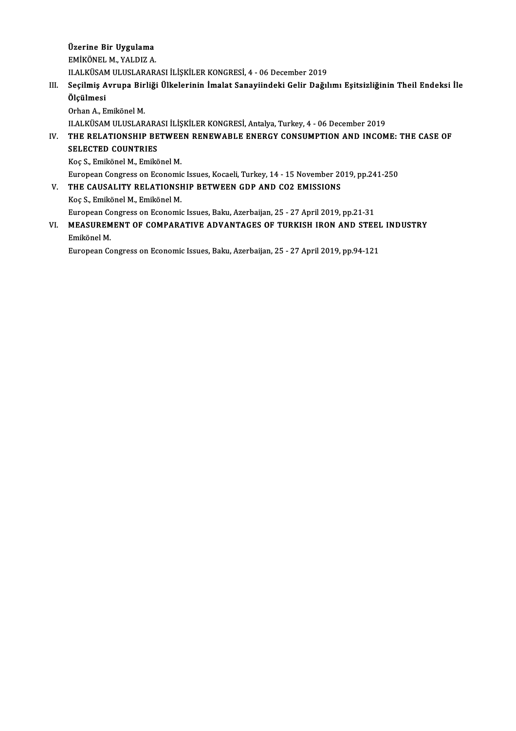**Üzerine Bir Uygulama**
EMİKÖNEL M., YALDIZ A.
II.ALKÜSAM ULUSLARARASI İLİŞKİLER KONGRESİ, 4 - 06 December 2019

III. **Seçilmiş Avrupa Birliği Ülkelerinin İmalat Sanayiindeki Gelir Dağılımı Eşitsizliğinin Theil Endeksi İle Ölçülmesi**
Orhan A., Emikönel M.
II.ALKÜSAM ULUSLARARASI İLİŞKİLER KONGRESİ, Antalya, Turkey, 4 - 06 December 2019

IV. **THE RELATIONSHIP BETWEEN RENEWABLE ENERGY CONSUMPTION AND INCOME: THE CASE OF SELECTED COUNTRIES**
Koç S., Emikönel M., Emikönel M.
European Congress on Economic Issues, Kocaeli, Turkey, 14 - 15 November 2019, pp.241-250

V. **THE CAUSALITY RELATIONSHIP BETWEEN GDP AND CO2 EMISSIONS**
Koç S., Emikönel M., Emikönel M.
European Congress on Economic Issues, Baku, Azerbaijan, 25 - 27 April 2019, pp.21-31

VI. **MEASUREMENT OF COMPARATIVE ADVANTAGES OF TURKISH IRON AND STEEL INDUSTRY**
Emikönel M.
European Congress on Economic Issues, Baku, Azerbaijan, 25 - 27 April 2019, pp.94-121